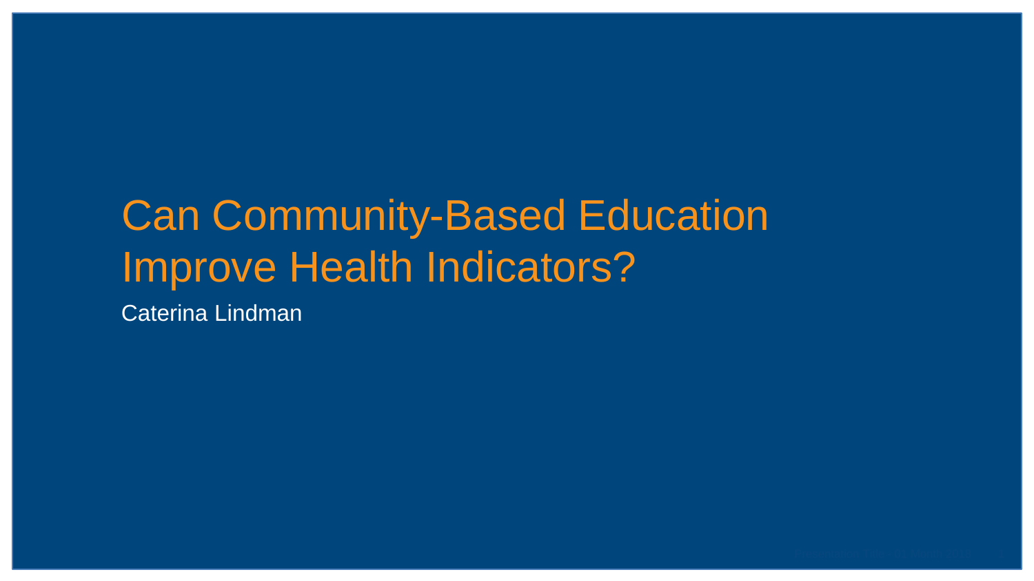# Can Community-Based Education Improve Health Indicators?

Caterina Lindman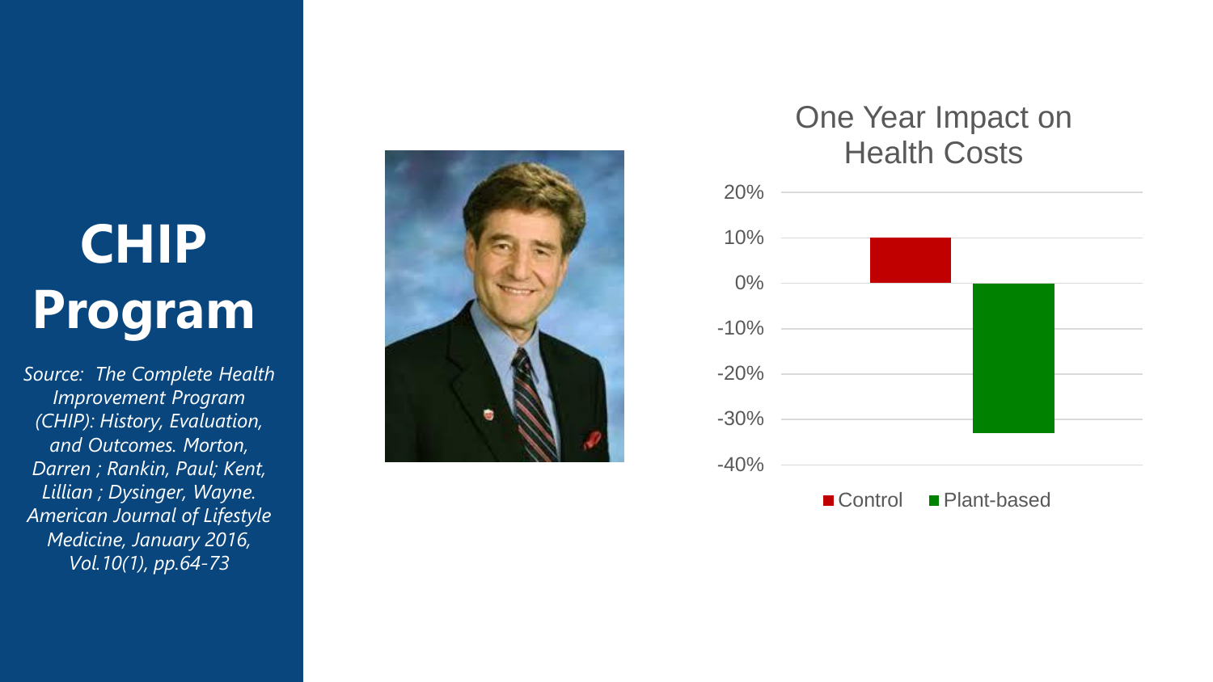# CHIP Program

*Source: The Complete Health Improvement Program (CHIP): History, Evaluation, and Outcomes. Morton, Darren ; Rankin, Paul; Kent, Lillian ; Dysinger, Wayne. American Journal of Lifestyle Medicine, January 2016, Vol.10(1), pp.64-73*

One Year Impact on Health Costs

20%
10%
0%
-10%
-20%
-30%
-40%

Control
Plant-based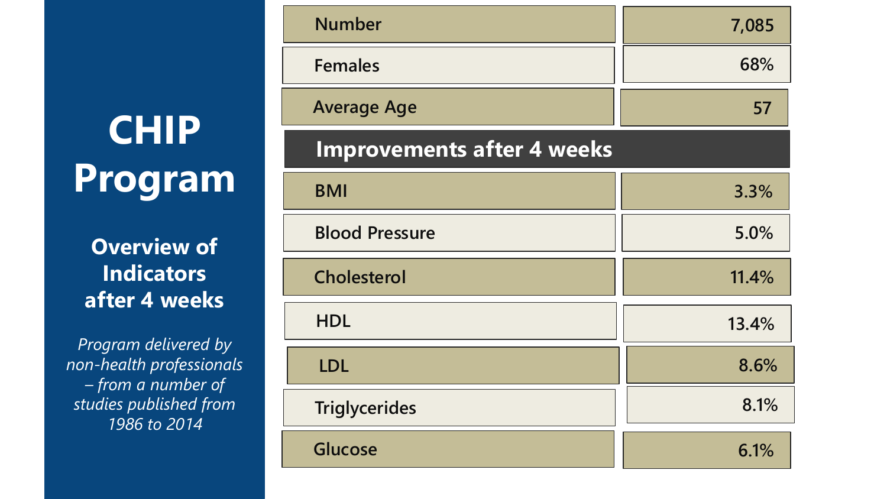# CHIP Program

## Overview of Indicators after 4 weeks

*Program delivered by non-health professionals – from a number of studies published from 1986 to 2014*

| | |
|---|---|
| Number | 7,085 |
| Females | 68% |
| Average Age | 57 |
| **Improvements after 4 weeks** | |
| BMI | 3.3% |
| Blood Pressure | 5.0% |
| Cholesterol | 11.4% |
| HDL | 13.4% |
| LDL | 8.6% |
| Triglycerides | 8.1% |
| Glucose | 6.1% |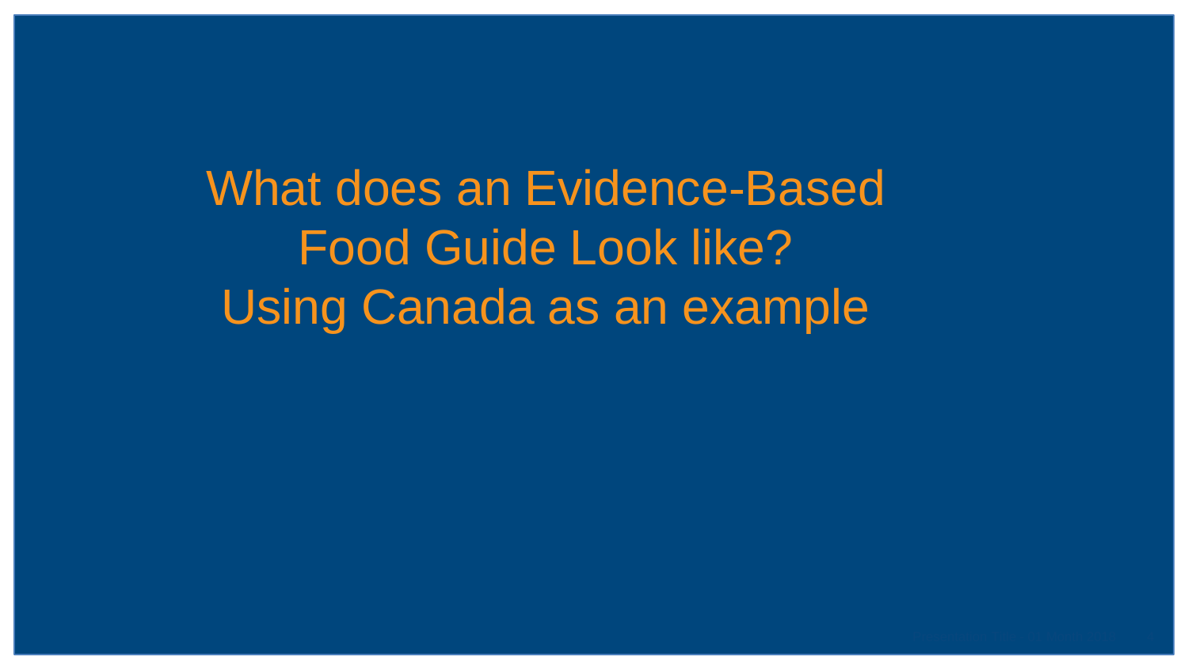# What does an Evidence-Based Food Guide Look like?
# Using Canada as an example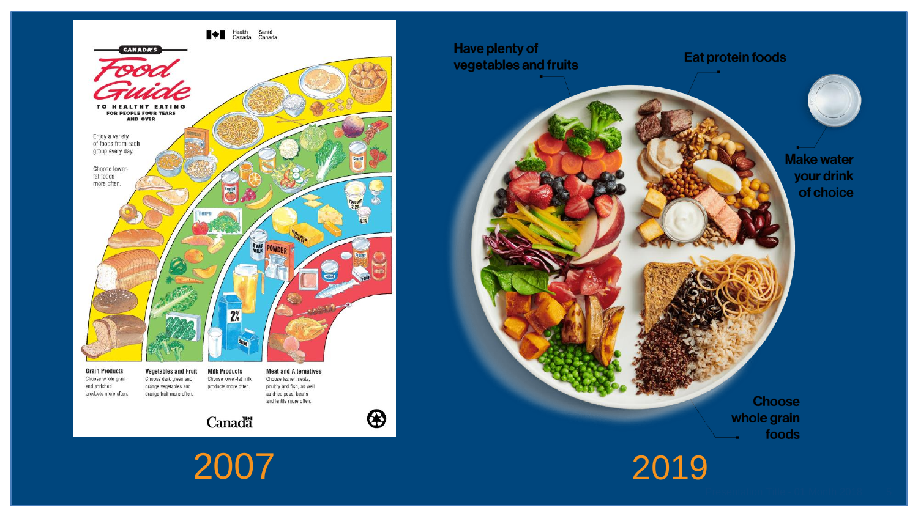CANADA'S

Food Guide

TO HEALTHY EATING

FOR PEOPLE FOUR YEARS AND OVER

Health Canada Santé Canada

Enjoy a variety of foods from each group every day.

Choose lower-fat foods more often.

**Grain Products**
Choose whole grain and enriched products more often.

**Vegetables and Fruit**
Choose dark green and orange vegetables and orange fruit more often.

**Milk Products**
Choose lower-fat milk products more often.

**Meat and Alternatives**
Choose leaner meats, poultry and fish, as well as dried peas, beans and lentils more often.

Canadä

2007

Have plenty of vegetables and fruits

Eat protein foods

Make water your drink of choice

Choose whole grain foods

2019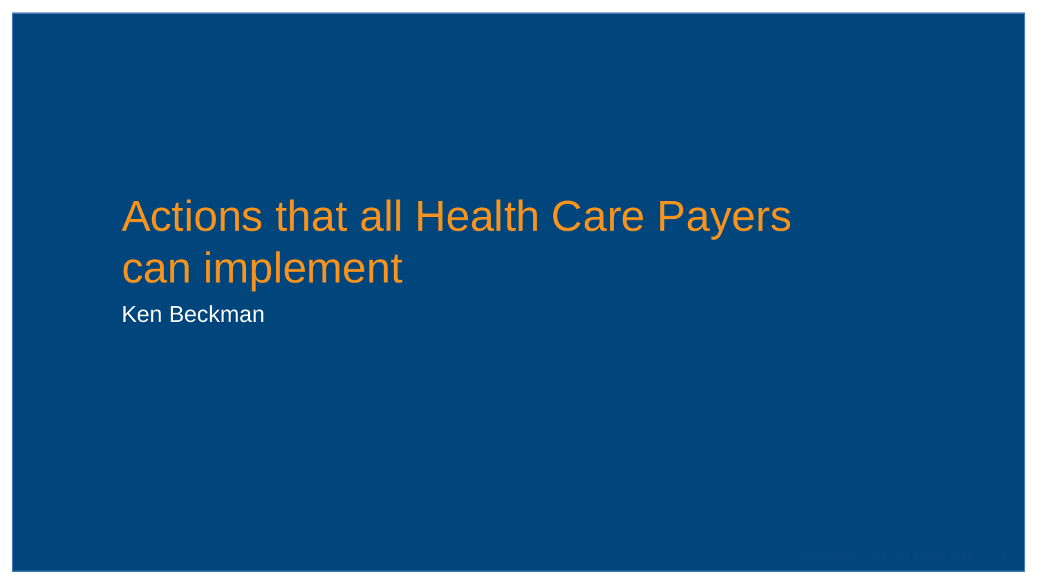# Actions that all Health Care Payers can implement

Ken Beckman